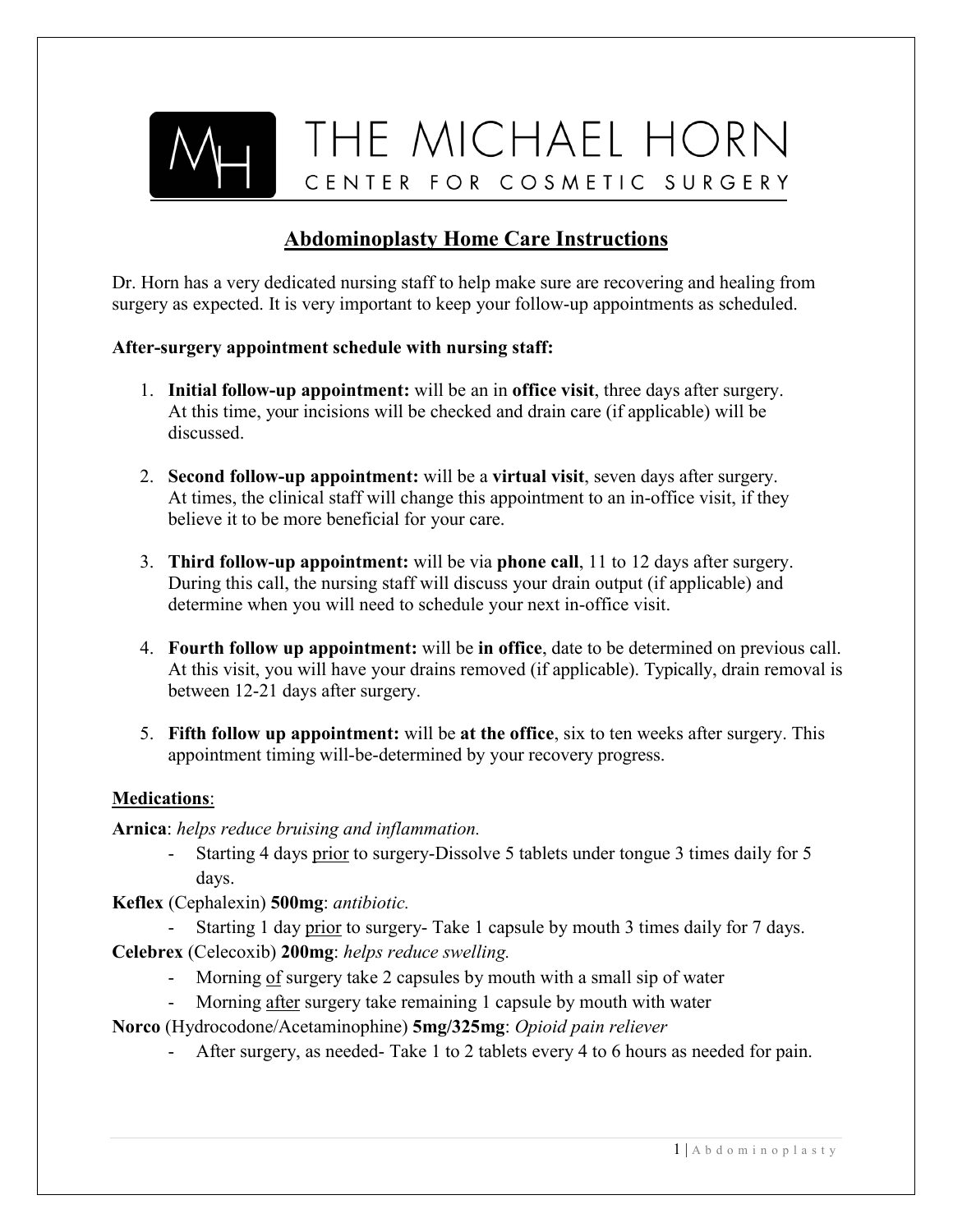# THE MICHAEL HORN
## CENTER FOR COSMETIC SURGERY

## Abdominoplasty Home Care Instructions

Dr. Horn has a very dedicated nursing staff to help make sure are recovering and healing from surgery as expected. It is very important to keep your follow-up appointments as scheduled.

**After-surgery appointment schedule with nursing staff:**

1. **Initial follow-up appointment:** will be an in **office visit**, three days after surgery. At this time, your incisions will be checked and drain care (if applicable) will be discussed.

2. **Second follow-up appointment:** will be a **virtual visit**, seven days after surgery. At times, the clinical staff will change this appointment to an in-office visit, if they believe it to be more beneficial for your care.

3. **Third follow-up appointment:** will be via **phone call**, 11 to 12 days after surgery. During this call, the nursing staff will discuss your drain output (if applicable) and determine when you will need to schedule your next in-office visit.

4. **Fourth follow up appointment:** will be **in office**, date to be determined on previous call. At this visit, you will have your drains removed (if applicable). Typically, drain removal is between 12-21 days after surgery.

5. **Fifth follow up appointment:** will be **at the office**, six to ten weeks after surgery. This appointment timing will-be-determined by your recovery progress.

**Medications**:

**Arnica**: *helps reduce bruising and inflammation.*

- Starting 4 days prior to surgery-Dissolve 5 tablets under tongue 3 times daily for 5 days.

**Keflex** (Cephalexin) **500mg**: *antibiotic.*

- Starting 1 day prior to surgery- Take 1 capsule by mouth 3 times daily for 7 days.

**Celebrex** (Celecoxib) **200mg**: *helps reduce swelling.*

- Morning of surgery take 2 capsules by mouth with a small sip of water
- Morning after surgery take remaining 1 capsule by mouth with water

**Norco** (Hydrocodone/Acetaminophine) **5mg/325mg**: *Opioid pain reliever*

- After surgery, as needed- Take 1 to 2 tablets every 4 to 6 hours as needed for pain.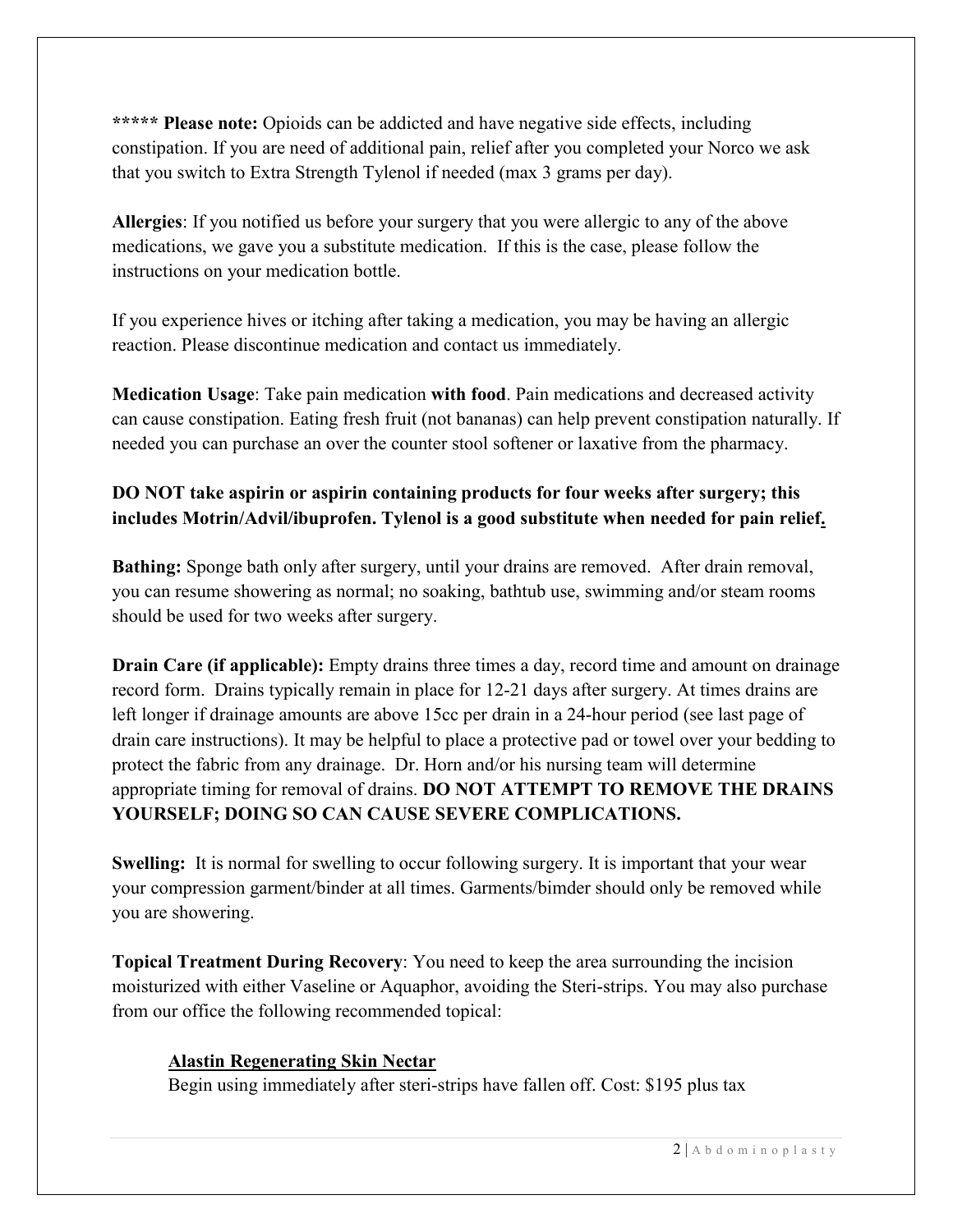***** **Please note:** Opioids can be addicted and have negative side effects, including constipation. If you are need of additional pain, relief after you completed your Norco we ask that you switch to Extra Strength Tylenol if needed (max 3 grams per day).

**Allergies**: If you notified us before your surgery that you were allergic to any of the above medications, we gave you a substitute medication. If this is the case, please follow the instructions on your medication bottle.

If you experience hives or itching after taking a medication, you may be having an allergic reaction. Please discontinue medication and contact us immediately.

**Medication Usage**: Take pain medication **with food**. Pain medications and decreased activity can cause constipation. Eating fresh fruit (not bananas) can help prevent constipation naturally. If needed you can purchase an over the counter stool softener or laxative from the pharmacy.

**DO NOT take aspirin or aspirin containing products for four weeks after surgery; this includes Motrin/Advil/ibuprofen. Tylenol is a good substitute when needed for pain relief.**

**Bathing:** Sponge bath only after surgery, until your drains are removed. After drain removal, you can resume showering as normal; no soaking, bathtub use, swimming and/or steam rooms should be used for two weeks after surgery.

**Drain Care (if applicable):** Empty drains three times a day, record time and amount on drainage record form. Drains typically remain in place for 12-21 days after surgery. At times drains are left longer if drainage amounts are above 15cc per drain in a 24-hour period (see last page of drain care instructions). It may be helpful to place a protective pad or towel over your bedding to protect the fabric from any drainage. Dr. Horn and/or his nursing team will determine appropriate timing for removal of drains. **DO NOT ATTEMPT TO REMOVE THE DRAINS YOURSELF; DOING SO CAN CAUSE SEVERE COMPLICATIONS.**

**Swelling:** It is normal for swelling to occur following surgery. It is important that your wear your compression garment/binder at all times. Garments/bimder should only be removed while you are showering.

**Topical Treatment During Recovery**: You need to keep the area surrounding the incision moisturized with either Vaseline or Aquaphor, avoiding the Steri-strips. You may also purchase from our office the following recommended topical:

**Alastin Regenerating Skin Nectar**
Begin using immediately after steri-strips have fallen off. Cost: $195 plus tax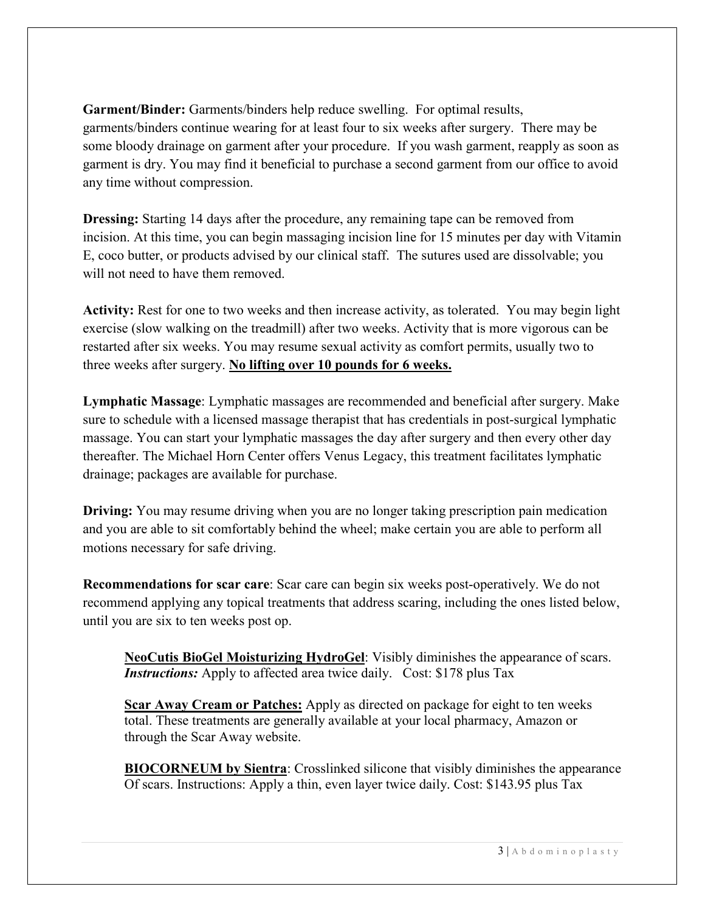**Garment/Binder:** Garments/binders help reduce swelling. For optimal results, garments/binders continue wearing for at least four to six weeks after surgery. There may be some bloody drainage on garment after your procedure. If you wash garment, reapply as soon as garment is dry. You may find it beneficial to purchase a second garment from our office to avoid any time without compression.

**Dressing:** Starting 14 days after the procedure, any remaining tape can be removed from incision. At this time, you can begin massaging incision line for 15 minutes per day with Vitamin E, coco butter, or products advised by our clinical staff. The sutures used are dissolvable; you will not need to have them removed.

**Activity:** Rest for one to two weeks and then increase activity, as tolerated. You may begin light exercise (slow walking on the treadmill) after two weeks. Activity that is more vigorous can be restarted after six weeks. You may resume sexual activity as comfort permits, usually two to three weeks after surgery. **<u>No lifting over 10 pounds for 6 weeks.</u>**

**Lymphatic Massage**: Lymphatic massages are recommended and beneficial after surgery. Make sure to schedule with a licensed massage therapist that has credentials in post-surgical lymphatic massage. You can start your lymphatic massages the day after surgery and then every other day thereafter. The Michael Horn Center offers Venus Legacy, this treatment facilitates lymphatic drainage; packages are available for purchase.

**Driving:** You may resume driving when you are no longer taking prescription pain medication and you are able to sit comfortably behind the wheel; make certain you are able to perform all motions necessary for safe driving.

**Recommendations for scar care**: Scar care can begin six weeks post-operatively. We do not recommend applying any topical treatments that address scaring, including the ones listed below, until you are six to ten weeks post op.

> **<u>NeoCutis BioGel Moisturizing HydroGel</u>**: Visibly diminishes the appearance of scars. ***Instructions:*** Apply to affected area twice daily. Cost: $178 plus Tax
>
> **<u>Scar Away Cream or Patches:</u>** Apply as directed on package for eight to ten weeks total. These treatments are generally available at your local pharmacy, Amazon or through the Scar Away website.
>
> **<u>BIOCORNEUM by Sientra</u>**: Crosslinked silicone that visibly diminishes the appearance Of scars. Instructions: Apply a thin, even layer twice daily. Cost: $143.95 plus Tax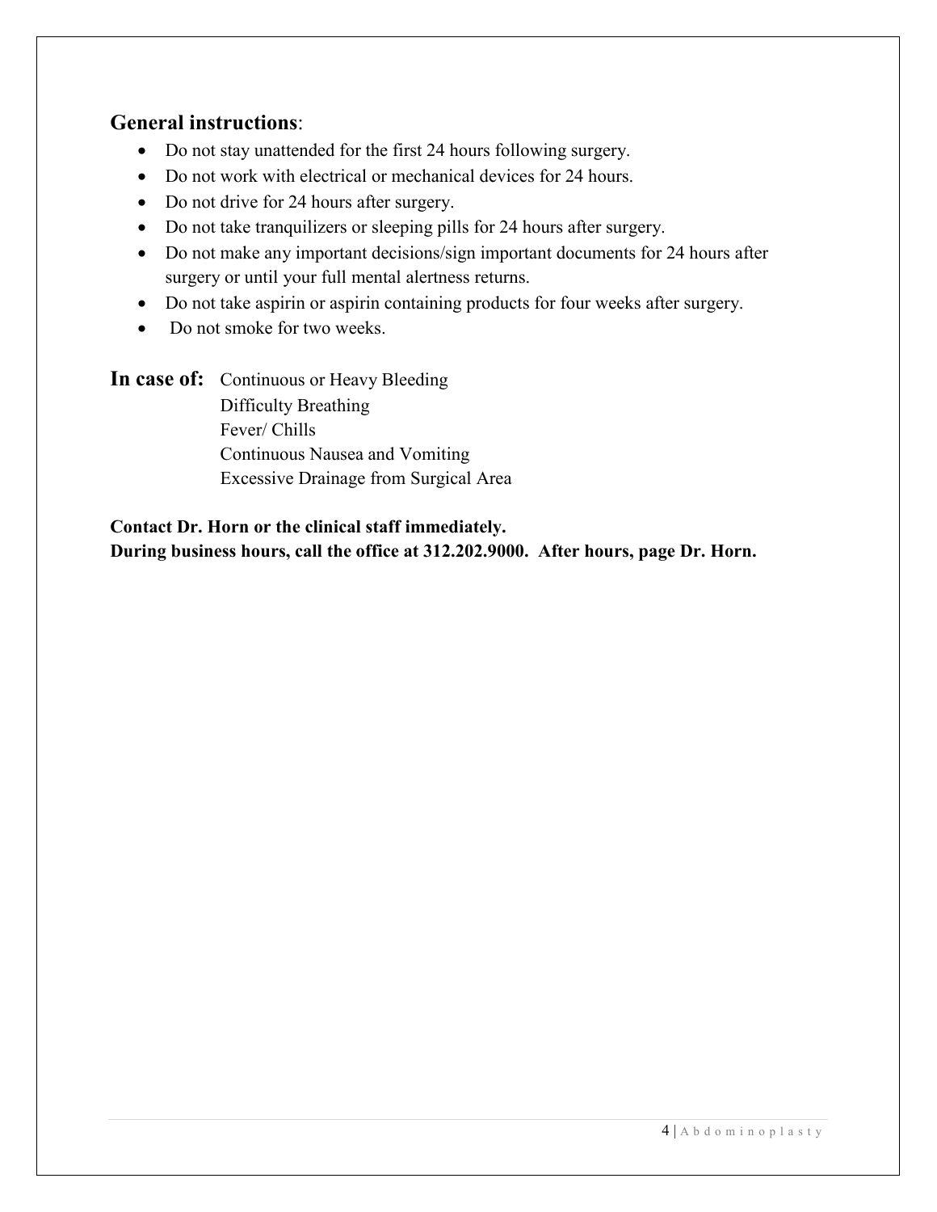## **General instructions**:

- Do not stay unattended for the first 24 hours following surgery.
- Do not work with electrical or mechanical devices for 24 hours.
- Do not drive for 24 hours after surgery.
- Do not take tranquilizers or sleeping pills for 24 hours after surgery.
- Do not make any important decisions/sign important documents for 24 hours after surgery or until your full mental alertness returns.
- Do not take aspirin or aspirin containing products for four weeks after surgery.
- Do not smoke for two weeks.

**In case of:** Continuous or Heavy Bleeding
Difficulty Breathing
Fever/ Chills
Continuous Nausea and Vomiting
Excessive Drainage from Surgical Area

**Contact Dr. Horn or the clinical staff immediately.**
**During business hours, call the office at 312.202.9000. After hours, page Dr. Horn.**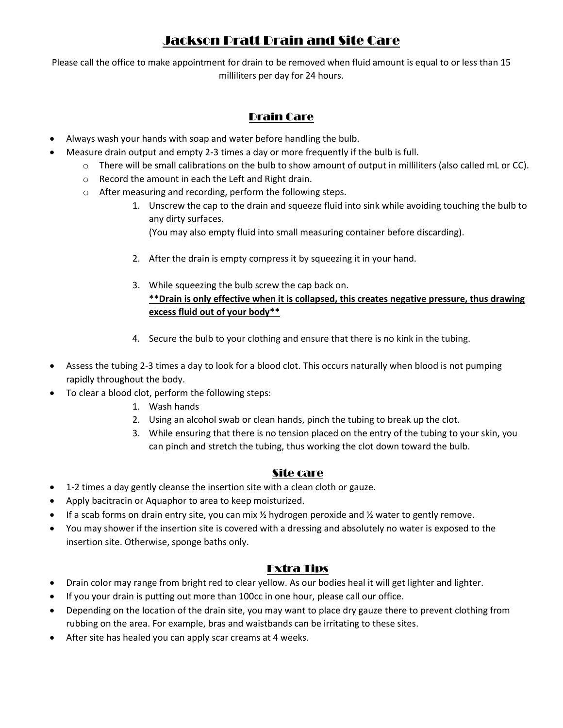# Jackson Pratt Drain and Site Care

Please call the office to make appointment for drain to be removed when fluid amount is equal to or less than 15 milliliters per day for 24 hours.

## Drain Care

- Always wash your hands with soap and water before handling the bulb.
- Measure drain output and empty 2-3 times a day or more frequently if the bulb is full.
  - There will be small calibrations on the bulb to show amount of output in milliliters (also called mL or CC).
  - Record the amount in each the Left and Right drain.
  - After measuring and recording, perform the following steps.
    1. Unscrew the cap to the drain and squeeze fluid into sink while avoiding touching the bulb to any dirty surfaces.
       (You may also empty fluid into small measuring container before discarding).
    2. After the drain is empty compress it by squeezing it in your hand.
    3. While squeezing the bulb screw the cap back on.
       <u>**\*\*Drain is only effective when it is collapsed, this creates negative pressure, thus drawing excess fluid out of your body\*\***</u>
    4. Secure the bulb to your clothing and ensure that there is no kink in the tubing.
- Assess the tubing 2-3 times a day to look for a blood clot. This occurs naturally when blood is not pumping rapidly throughout the body.
- To clear a blood clot, perform the following steps:
  1. Wash hands
  2. Using an alcohol swab or clean hands, pinch the tubing to break up the clot.
  3. While ensuring that there is no tension placed on the entry of the tubing to your skin, you can pinch and stretch the tubing, thus working the clot down toward the bulb.

## Site care

- 1-2 times a day gently cleanse the insertion site with a clean cloth or gauze.
- Apply bacitracin or Aquaphor to area to keep moisturized.
- If a scab forms on drain entry site, you can mix ½ hydrogen peroxide and ½ water to gently remove.
- You may shower if the insertion site is covered with a dressing and absolutely no water is exposed to the insertion site. Otherwise, sponge baths only.

## Extra Tips

- Drain color may range from bright red to clear yellow. As our bodies heal it will get lighter and lighter.
- If you your drain is putting out more than 100cc in one hour, please call our office.
- Depending on the location of the drain site, you may want to place dry gauze there to prevent clothing from rubbing on the area. For example, bras and waistbands can be irritating to these sites.
- After site has healed you can apply scar creams at 4 weeks.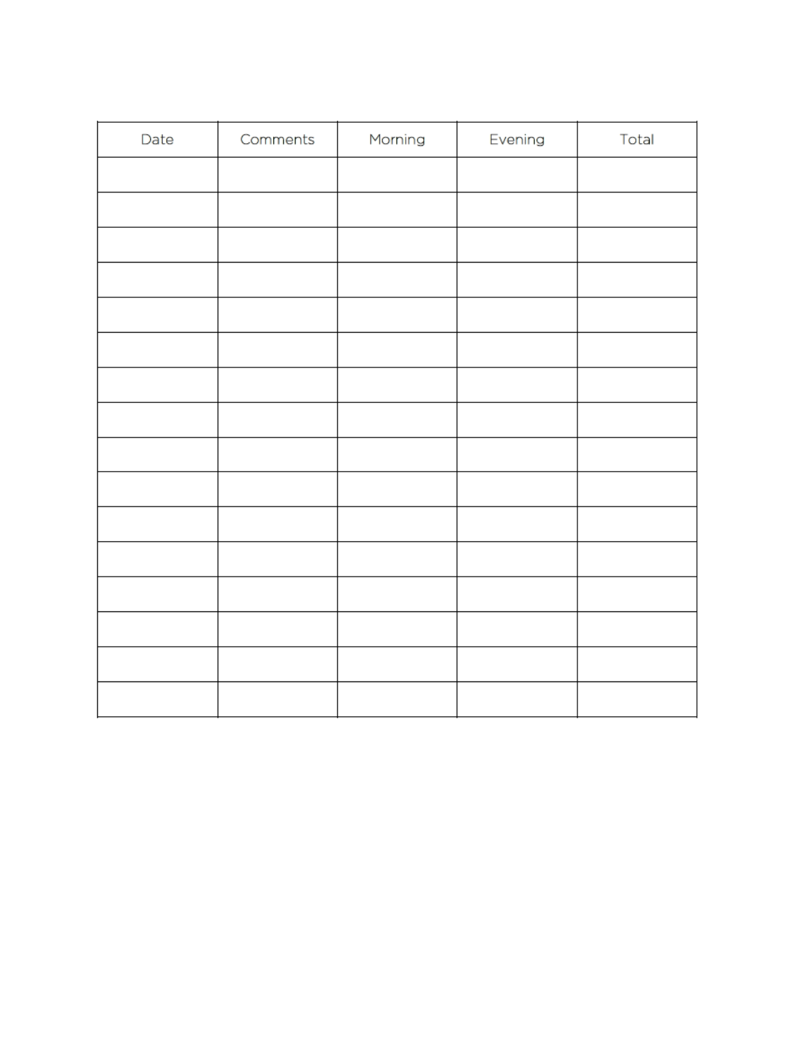| Date | Comments | Morning | Evening | Total |
|---|---|---|---|---|
| | | | | |
| | | | | |
| | | | | |
| | | | | |
| | | | | |
| | | | | |
| | | | | |
| | | | | |
| | | | | |
| | | | | |
| | | | | |
| | | | | |
| | | | | |
| | | | | |
| | | | | |
| | | | | |